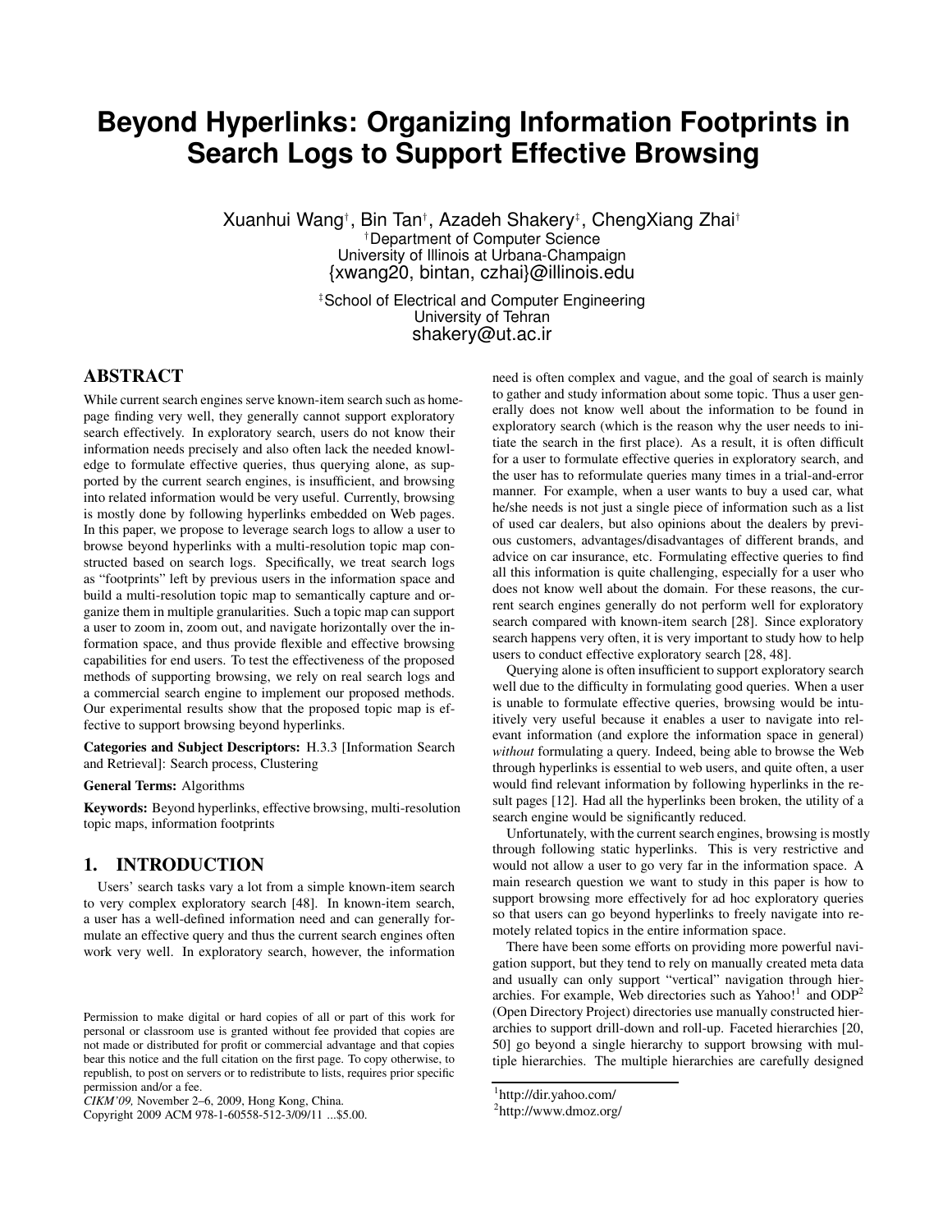# Beyond Hyperlinks: Organizing Information Footprints in Search Logs to Support Effective Browsing

Xuanhui Wang[†], Bin Tan[†], Azadeh Shakery[‡], ChengXiang Zhai[†]

[†]Department of Computer Science
University of Illinois at Urbana-Champaign
{xwang20, bintan, czhai}@illinois.edu

[‡]School of Electrical and Computer Engineering
University of Tehran
shakery@ut.ac.ir

## ABSTRACT

While current search engines serve known-item search such as homepage finding very well, they generally cannot support exploratory search effectively. In exploratory search, users do not know their information needs precisely and also often lack the needed knowledge to formulate effective queries, thus querying alone, as supported by the current search engines, is insufficient, and browsing into related information would be very useful. Currently, browsing is mostly done by following hyperlinks embedded on Web pages. In this paper, we propose to leverage search logs to allow a user to browse beyond hyperlinks with a multi-resolution topic map constructed based on search logs. Specifically, we treat search logs as "footprints" left by previous users in the information space and build a multi-resolution topic map to semantically capture and organize them in multiple granularities. Such a topic map can support a user to zoom in, zoom out, and navigate horizontally over the information space, and thus provide flexible and effective browsing capabilities for end users. To test the effectiveness of the proposed methods of supporting browsing, we rely on real search logs and a commercial search engine to implement our proposed methods. Our experimental results show that the proposed topic map is effective to support browsing beyond hyperlinks.

**Categories and Subject Descriptors:** H.3.3 [Information Search and Retrieval]: Search process, Clustering

**General Terms:** Algorithms

**Keywords:** Beyond hyperlinks, effective browsing, multi-resolution topic maps, information footprints

## 1. INTRODUCTION

Users' search tasks vary a lot from a simple known-item search to very complex exploratory search [48]. In known-item search, a user has a well-defined information need and can generally formulate an effective query and thus the current search engines often work very well. In exploratory search, however, the information need is often complex and vague, and the goal of search is mainly to gather and study information about some topic. Thus a user generally does not know well about the information to be found in exploratory search (which is the reason why the user needs to initiate the search in the first place). As a result, it is often difficult for a user to formulate effective queries in exploratory search, and the user has to reformulate queries many times in a trial-and-error manner. For example, when a user wants to buy a used car, what he/she needs is not just a single piece of information such as a list of used car dealers, but also opinions about the dealers by previous customers, advantages/disadvantages of different brands, and advice on car insurance, etc. Formulating effective queries to find all this information is quite challenging, especially for a user who does not know well about the domain. For these reasons, the current search engines generally do not perform well for exploratory search compared with known-item search [28]. Since exploratory search happens very often, it is very important to study how to help users to conduct effective exploratory search [28, 48].

Querying alone is often insufficient to support exploratory search well due to the difficulty in formulating good queries. When a user is unable to formulate effective queries, browsing would be intuitively very useful because it enables a user to navigate into relevant information (and explore the information space in general) *without* formulating a query. Indeed, being able to browse the Web through hyperlinks is essential to web users, and quite often, a user would find relevant information by following hyperlinks in the result pages [12]. Had all the hyperlinks been broken, the utility of a search engine would be significantly reduced.

Unfortunately, with the current search engines, browsing is mostly through following static hyperlinks. This is very restrictive and would not allow a user to go very far in the information space. A main research question we want to study in this paper is how to support browsing more effectively for ad hoc exploratory queries so that users can go beyond hyperlinks to freely navigate into remotely related topics in the entire information space.

There have been some efforts on providing more powerful navigation support, but they tend to rely on manually created meta data and usually can only support "vertical" navigation through hierarchies. For example, Web directories such as Yahoo![1] and ODP[2] (Open Directory Project) directories use manually constructed hierarchies to support drill-down and roll-up. Faceted hierarchies [20, 50] go beyond a single hierarchy to support browsing with multiple hierarchies. The multiple hierarchies are carefully designed

Permission to make digital or hard copies of all or part of this work for personal or classroom use is granted without fee provided that copies are not made or distributed for profit or commercial advantage and that copies bear this notice and the full citation on the first page. To copy otherwise, to republish, to post on servers or to redistribute to lists, requires prior specific permission and/or a fee.
*CIKM'09,* November 2–6, 2009, Hong Kong, China.
Copyright 2009 ACM 978-1-60558-512-3/09/11 ...$5.00.

[1]http://dir.yahoo.com/
[2]http://www.dmoz.org/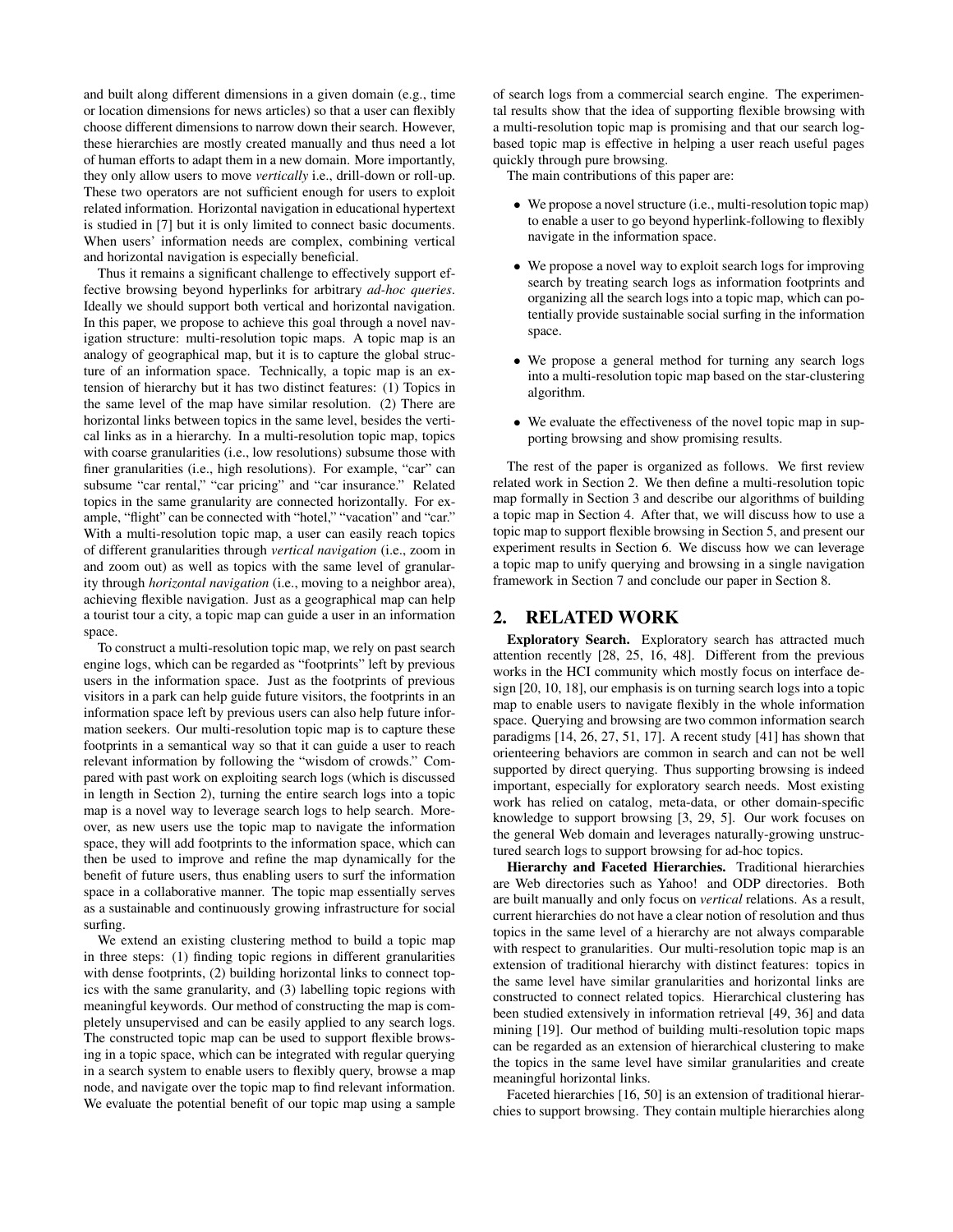and built along different dimensions in a given domain (e.g., time or location dimensions for news articles) so that a user can flexibly choose different dimensions to narrow down their search. However, these hierarchies are mostly created manually and thus need a lot of human efforts to adapt them in a new domain. More importantly, they only allow users to move *vertically* i.e., drill-down or roll-up. These two operators are not sufficient enough for users to exploit related information. Horizontal navigation in educational hypertext is studied in [7] but it is only limited to connect basic documents. When users' information needs are complex, combining vertical and horizontal navigation is especially beneficial.

Thus it remains a significant challenge to effectively support effective browsing beyond hyperlinks for arbitrary *ad-hoc queries*. Ideally we should support both vertical and horizontal navigation. In this paper, we propose to achieve this goal through a novel navigation structure: multi-resolution topic maps. A topic map is an analogy of geographical map, but it is to capture the global structure of an information space. Technically, a topic map is an extension of hierarchy but it has two distinct features: (1) Topics in the same level of the map have similar resolution. (2) There are horizontal links between topics in the same level, besides the vertical links as in a hierarchy. In a multi-resolution topic map, topics with coarse granularities (i.e., low resolutions) subsume those with finer granularities (i.e., high resolutions). For example, "car" can subsume "car rental," "car pricing" and "car insurance." Related topics in the same granularity are connected horizontally. For example, "flight" can be connected with "hotel," "vacation" and "car." With a multi-resolution topic map, a user can easily reach topics of different granularities through *vertical navigation* (i.e., zoom in and zoom out) as well as topics with the same level of granularity through *horizontal navigation* (i.e., moving to a neighbor area), achieving flexible navigation. Just as a geographical map can help a tourist tour a city, a topic map can guide a user in an information space.

To construct a multi-resolution topic map, we rely on past search engine logs, which can be regarded as "footprints" left by previous users in the information space. Just as the footprints of previous visitors in a park can help guide future visitors, the footprints in an information space left by previous users can also help future information seekers. Our multi-resolution topic map is to capture these footprints in a semantical way so that it can guide a user to reach relevant information by following the "wisdom of crowds." Compared with past work on exploiting search logs (which is discussed in length in Section 2), turning the entire search logs into a topic map is a novel way to leverage search logs to help search. Moreover, as new users use the topic map to navigate the information space, they will add footprints to the information space, which can then be used to improve and refine the map dynamically for the benefit of future users, thus enabling users to surf the information space in a collaborative manner. The topic map essentially serves as a sustainable and continuously growing infrastructure for social surfing.

We extend an existing clustering method to build a topic map in three steps: (1) finding topic regions in different granularities with dense footprints, (2) building horizontal links to connect topics with the same granularity, and (3) labelling topic regions with meaningful keywords. Our method of constructing the map is completely unsupervised and can be easily applied to any search logs. The constructed topic map can be used to support flexible browsing in a topic space, which can be integrated with regular querying in a search system to enable users to flexibly query, browse a map node, and navigate over the topic map to find relevant information. We evaluate the potential benefit of our topic map using a sample of search logs from a commercial search engine. The experimental results show that the idea of supporting flexible browsing with a multi-resolution topic map is promising and that our search log-based topic map is effective in helping a user reach useful pages quickly through pure browsing.

The main contributions of this paper are:

- We propose a novel structure (i.e., multi-resolution topic map) to enable a user to go beyond hyperlink-following to flexibly navigate in the information space.
- We propose a novel way to exploit search logs for improving search by treating search logs as information footprints and organizing all the search logs into a topic map, which can potentially provide sustainable social surfing in the information space.
- We propose a general method for turning any search logs into a multi-resolution topic map based on the star-clustering algorithm.
- We evaluate the effectiveness of the novel topic map in supporting browsing and show promising results.

The rest of the paper is organized as follows. We first review related work in Section 2. We then define a multi-resolution topic map formally in Section 3 and describe our algorithms of building a topic map in Section 4. After that, we will discuss how to use a topic map to support flexible browsing in Section 5, and present our experiment results in Section 6. We discuss how we can leverage a topic map to unify querying and browsing in a single navigation framework in Section 7 and conclude our paper in Section 8.

## 2. RELATED WORK

**Exploratory Search.** Exploratory search has attracted much attention recently [28, 25, 16, 48]. Different from the previous works in the HCI community which mostly focus on interface design [20, 10, 18], our emphasis is on turning search logs into a topic map to enable users to navigate flexibly in the whole information space. Querying and browsing are two common information search paradigms [14, 26, 27, 51, 17]. A recent study [41] has shown that orienteering behaviors are common in search and can not be well supported by direct querying. Thus supporting browsing is indeed important, especially for exploratory search needs. Most existing work has relied on catalog, meta-data, or other domain-specific knowledge to support browsing [3, 29, 5]. Our work focuses on the general Web domain and leverages naturally-growing unstructured search logs to support browsing for ad-hoc topics.

**Hierarchy and Faceted Hierarchies.** Traditional hierarchies are Web directories such as Yahoo! and ODP directories. Both are built manually and only focus on *vertical* relations. As a result, current hierarchies do not have a clear notion of resolution and thus topics in the same level of a hierarchy are not always comparable with respect to granularities. Our multi-resolution topic map is an extension of traditional hierarchy with distinct features: topics in the same level have similar granularities and horizontal links are constructed to connect related topics. Hierarchical clustering has been studied extensively in information retrieval [49, 36] and data mining [19]. Our method of building multi-resolution topic maps can be regarded as an extension of hierarchical clustering to make the topics in the same level have similar granularities and create meaningful horizontal links.

Faceted hierarchies [16, 50] is an extension of traditional hierarchies to support browsing. They contain multiple hierarchies along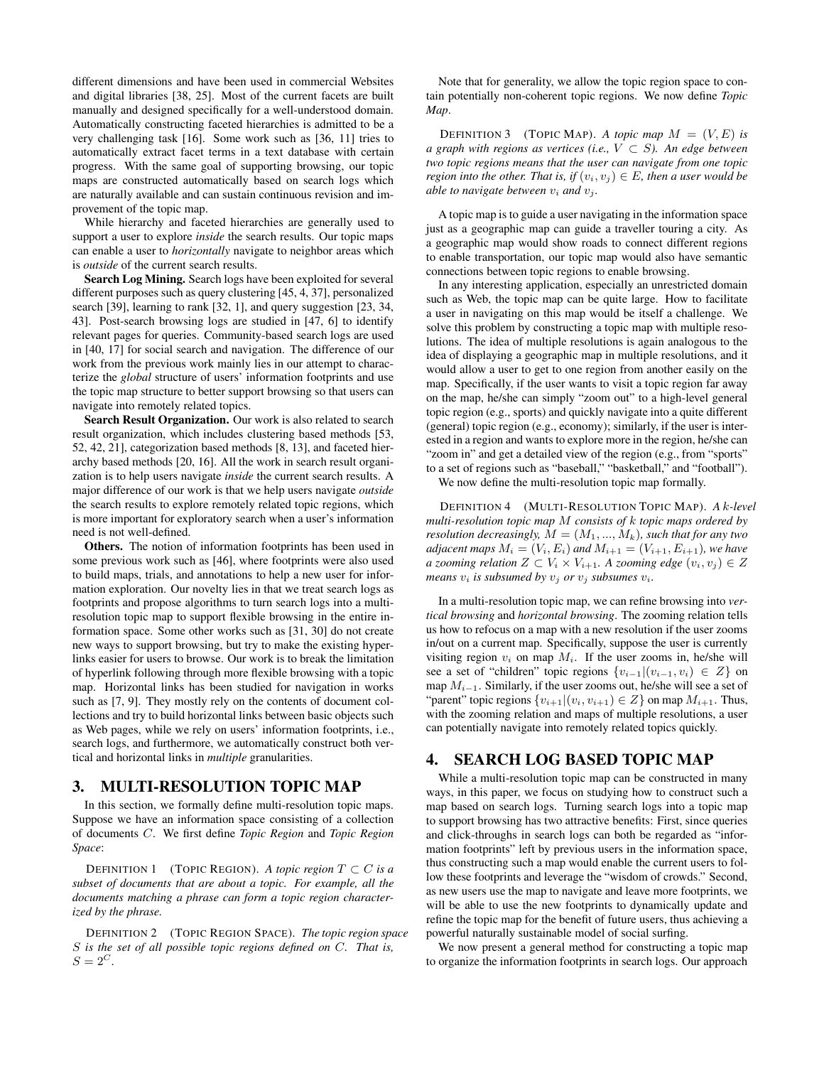different dimensions and have been used in commercial Websites and digital libraries [38, 25]. Most of the current facets are built manually and designed specifically for a well-understood domain. Automatically constructing faceted hierarchies is admitted to be a very challenging task [16]. Some work such as [36, 11] tries to automatically extract facet terms in a text database with certain progress. With the same goal of supporting browsing, our topic maps are constructed automatically based on search logs which are naturally available and can sustain continuous revision and improvement of the topic map.

While hierarchy and faceted hierarchies are generally used to support a user to explore *inside* the search results. Our topic maps can enable a user to *horizontally* navigate to neighbor areas which is *outside* of the current search results.

**Search Log Mining.** Search logs have been exploited for several different purposes such as query clustering [45, 4, 37], personalized search [39], learning to rank [32, 1], and query suggestion [23, 34, 43]. Post-search browsing logs are studied in [47, 6] to identify relevant pages for queries. Community-based search logs are used in [40, 17] for social search and navigation. The difference of our work from the previous work mainly lies in our attempt to characterize the *global* structure of users' information footprints and use the topic map structure to better support browsing so that users can navigate into remotely related topics.

**Search Result Organization.** Our work is also related to search result organization, which includes clustering based methods [53, 52, 42, 21], categorization based methods [8, 13], and faceted hierarchy based methods [20, 16]. All the work in search result organization is to help users navigate *inside* the current search results. A major difference of our work is that we help users navigate *outside* the search results to explore remotely related topic regions, which is more important for exploratory search when a user's information need is not well-defined.

**Others.** The notion of information footprints has been used in some previous work such as [46], where footprints were also used to build maps, trials, and annotations to help a new user for information exploration. Our novelty lies in that we treat search logs as footprints and propose algorithms to turn search logs into a multi-resolution topic map to support flexible browsing in the entire information space. Some other works such as [31, 30] do not create new ways to support browsing, but try to make the existing hyperlinks easier for users to browse. Our work is to break the limitation of hyperlink following through more flexible browsing with a topic map. Horizontal links has been studied for navigation in works such as [7, 9]. They mostly rely on the contents of document collections and try to build horizontal links between basic objects such as Web pages, while we rely on users' information footprints, i.e., search logs, and furthermore, we automatically construct both vertical and horizontal links in *multiple* granularities.

# 3. MULTI-RESOLUTION TOPIC MAP

In this section, we formally define multi-resolution topic maps. Suppose we have an information space consisting of a collection of documents $C$. We first define *Topic Region* and *Topic Region Space*:

DEFINITION 1 (TOPIC REGION). *A topic region $T \subset C$ is a subset of documents that are about a topic. For example, all the documents matching a phrase can form a topic region characterized by the phrase.*

DEFINITION 2 (TOPIC REGION SPACE). *The topic region space $S$ is the set of all possible topic regions defined on $C$. That is, $S = 2^C$.*

Note that for generality, we allow the topic region space to contain potentially non-coherent topic regions. We now define *Topic Map*.

DEFINITION 3 (TOPIC MAP). *A topic map $M = (V, E)$ is a graph with regions as vertices (i.e., $V \subset S$). An edge between two topic regions means that the user can navigate from one topic region into the other. That is, if $(v_i, v_j) \in E$, then a user would be able to navigate between $v_i$ and $v_j$.*

A topic map is to guide a user navigating in the information space just as a geographic map can guide a traveller touring a city. As a geographic map would show roads to connect different regions to enable transportation, our topic map would also have semantic connections between topic regions to enable browsing.

In any interesting application, especially an unrestricted domain such as Web, the topic map can be quite large. How to facilitate a user in navigating on this map would be itself a challenge. We solve this problem by constructing a topic map with multiple resolutions. The idea of multiple resolutions is again analogous to the idea of displaying a geographic map in multiple resolutions, and it would allow a user to get to one region from another easily on the map. Specifically, if the user wants to visit a topic region far away on the map, he/she can simply "zoom out" to a high-level general topic region (e.g., sports) and quickly navigate into a quite different (general) topic region (e.g., economy); similarly, if the user is interested in a region and wants to explore more in the region, he/she can "zoom in" and get a detailed view of the region (e.g., from "sports" to a set of regions such as "baseball," "basketball," and "football").

We now define the multi-resolution topic map formally.

DEFINITION 4 (MULTI-RESOLUTION TOPIC MAP). *A $k$-level multi-resolution topic map $M$ consists of $k$ topic maps ordered by resolution decreasingly, $M = (M_1, ..., M_k)$, such that for any two adjacent maps $M_i = (V_i, E_i)$ and $M_{i+1} = (V_{i+1}, E_{i+1})$, we have a zooming relation $Z \subset V_i \times V_{i+1}$. A zooming edge $(v_i, v_j) \in Z$ means $v_i$ is subsumed by $v_j$ or $v_j$ subsumes $v_i$.*

In a multi-resolution topic map, we can refine browsing into *vertical browsing* and *horizontal browsing*. The zooming relation tells us how to refocus on a map with a new resolution if the user zooms in/out on a current map. Specifically, suppose the user is currently visiting region $v_i$ on map $M_i$. If the user zooms in, he/she will see a set of "children" topic regions $\{v_{i-1} | (v_{i-1}, v_i) \in Z\}$ on map $M_{i-1}$. Similarly, if the user zooms out, he/she will see a set of "parent" topic regions $\{v_{i+1} | (v_i, v_{i+1}) \in Z\}$ on map $M_{i+1}$. Thus, with the zooming relation and maps of multiple resolutions, a user can potentially navigate into remotely related topics quickly.

# 4. SEARCH LOG BASED TOPIC MAP

While a multi-resolution topic map can be constructed in many ways, in this paper, we focus on studying how to construct such a map based on search logs. Turning search logs into a topic map to support browsing has two attractive benefits: First, since queries and click-throughs in search logs can both be regarded as "information footprints" left by previous users in the information space, thus constructing such a map would enable the current users to follow these footprints and leverage the "wisdom of crowds." Second, as new users use the map to navigate and leave more footprints, we will be able to use the new footprints to dynamically update and refine the topic map for the benefit of future users, thus achieving a powerful naturally sustainable model of social surfing.

We now present a general method for constructing a topic map to organize the information footprints in search logs. Our approach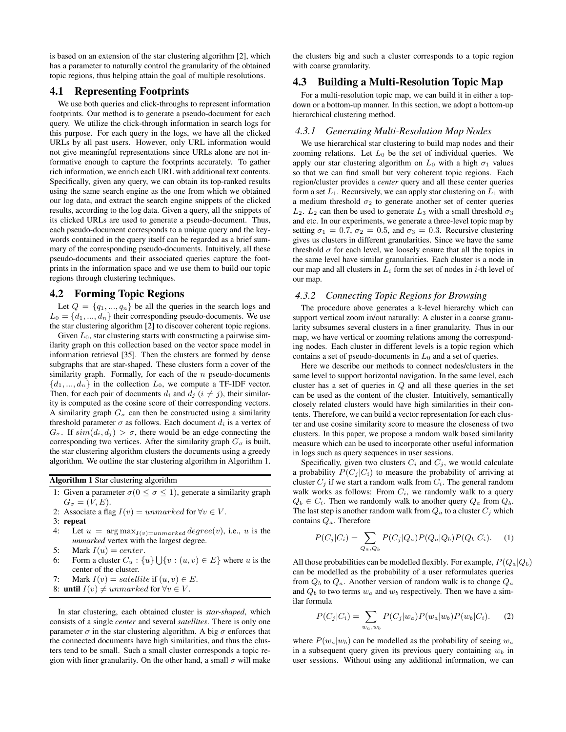is based on an extension of the star clustering algorithm [2], which has a parameter to naturally control the granularity of the obtained topic regions, thus helping attain the goal of multiple resolutions.

## 4.1 Representing Footprints

We use both queries and click-throughs to represent information footprints. Our method is to generate a pseudo-document for each query. We utilize the click-through information in search logs for this purpose. For each query in the logs, we have all the clicked URLs by all past users. However, only URL information would not give meaningful representations since URLs alone are not informative enough to capture the footprints accurately. To gather rich information, we enrich each URL with additional text contents. Specifically, given any query, we can obtain its top-ranked results using the same search engine as the one from which we obtained our log data, and extract the search engine snippets of the clicked results, according to the log data. Given a query, all the snippets of its clicked URLs are used to generate a pseudo-document. Thus, each pseudo-document corresponds to a unique query and the keywords contained in the query itself can be regarded as a brief summary of the corresponding pseudo-documents. Intuitively, all these pseudo-documents and their associated queries capture the footprints in the information space and we use them to build our topic regions through clustering techniques.

## 4.2 Forming Topic Regions

Let $Q = \{q_1, ..., q_n\}$ be all the queries in the search logs and $L_0 = \{d_1, ..., d_n\}$ their corresponding pseudo-documents. We use the star clustering algorithm [2] to discover coherent topic regions.

Given $L_0$, star clustering starts with constructing a pairwise similarity graph on this collection based on the vector space model in information retrieval [35]. Then the clusters are formed by dense subgraphs that are star-shaped. These clusters form a cover of the similarity graph. Formally, for each of the $n$ pseudo-documents $\{d_1, ..., d_n\}$ in the collection $L_0$, we compute a TF-IDF vector. Then, for each pair of documents $d_i$ and $d_j$ ($i \neq j$), their similarity is computed as the cosine score of their corresponding vectors. A similarity graph $G_\sigma$ can then be constructed using a similarity threshold parameter $\sigma$ as follows. Each document $d_i$ is a vertex of $G_\sigma$. If $sim(d_i, d_j) > \sigma$, there would be an edge connecting the corresponding two vertices. After the similarity graph $G_\sigma$ is built, the star clustering algorithm clusters the documents using a greedy algorithm. We outline the star clustering algorithm in Algorithm 1.

**Algorithm 1** Star clustering algorithm

1: Given a parameter $\sigma (0 \leq \sigma \leq 1)$, generate a similarity graph $G_\sigma = (V, E)$.
2: Associate a flag $I(v) = unmarked$ for $\forall v \in V$.
3: **repeat**
4: Let $u = \arg\max_{I(v)=unmarked} degree(v)$, i.e., $u$ is the *unmarked* vertex with the largest degree.
5: Mark $I(u) = center$.
6: Form a cluster $C_u : \{u\} \bigcup \{v : (u, v) \in E\}$ where $u$ is the center of the cluster.
7: Mark $I(v) = satellite$ if $(u, v) \in E$.
8: **until** $I(v) \neq unmarked$ for $\forall v \in V$.

In star clustering, each obtained cluster is *star-shaped*, which consists of a single *center* and several *satellites*. There is only one parameter $\sigma$ in the star clustering algorithm. A big $\sigma$ enforces that the connected documents have high similarities, and thus the clusters tend to be small. Such a small cluster corresponds a topic region with finer granularity. On the other hand, a small $\sigma$ will make the clusters big and such a cluster corresponds to a topic region with coarse granularity.

## 4.3 Building a Multi-Resolution Topic Map

For a multi-resolution topic map, we can build it in either a top-down or a bottom-up manner. In this section, we adopt a bottom-up hierarchical clustering method.

### *4.3.1 Generating Multi-Resolution Map Nodes*

We use hierarchical star clustering to build map nodes and their zooming relations. Let $L_0$ be the set of individual queries. We apply our star clustering algorithm on $L_0$ with a high $\sigma_1$ values so that we can find small but very coherent topic regions. Each region/cluster provides a *center* query and all these center queries form a set $L_1$. Recursively, we can apply star clustering on $L_1$ with a medium threshold $\sigma_2$ to generate another set of center queries $L_2$. $L_2$ can then be used to generate $L_3$ with a small threshold $\sigma_3$ and etc. In our experiments, we generate a three-level topic map by setting $\sigma_1 = 0.7$, $\sigma_2 = 0.5$, and $\sigma_3 = 0.3$. Recursive clustering gives us clusters in different granularities. Since we have the same threshold $\sigma$ for each level, we loosely ensure that all the topics in the same level have similar granularities. Each cluster is a node in our map and all clusters in $L_i$ form the set of nodes in $i$-th level of our map.

### *4.3.2 Connecting Topic Regions for Browsing*

The procedure above generates a k-level hierarchy which can support vertical zoom in/out naturally: A cluster in a coarse granularity subsumes several clusters in a finer granularity. Thus in our map, we have vertical or zooming relations among the corresponding nodes. Each cluster in different levels is a topic region which contains a set of pseudo-documents in $L_0$ and a set of queries.

Here we describe our methods to connect nodes/clusters in the same level to support horizontal navigation. In the same level, each cluster has a set of queries in $Q$ and all these queries in the set can be used as the content of the cluster. Intuitively, semantically closely related clusters would have high similarities in their contents. Therefore, we can build a vector representation for each cluster and use cosine similarity score to measure the closeness of two clusters. In this paper, we propose a random walk based similarity measure which can be used to incorporate other useful information in logs such as query sequences in user sessions.

Specifically, given two clusters $C_i$ and $C_j$, we would calculate a probability $P(C_j|C_i)$ to measure the probability of arriving at cluster $C_j$ if we start a random walk from $C_i$. The general random walk works as follows: From $C_i$, we randomly walk to a query $Q_b \in C_i$. Then we randomly walk to another query $Q_a$ from $Q_b$. The last step is another random walk from $Q_a$ to a cluster $C_j$ which contains $Q_a$. Therefore

$$P(C_j|C_i) = \sum_{Q_a, Q_b} P(C_j|Q_a)P(Q_a|Q_b)P(Q_b|C_i). \quad (1)$$

All those probabilities can be modelled flexibly. For example, $P(Q_a|Q_b)$ can be modelled as the probability of a user reformulates queries from $Q_b$ to $Q_a$. Another version of random walk is to change $Q_a$ and $Q_b$ to two terms $w_a$ and $w_b$ respectively. Then we have a similar formula

$$P(C_j|C_i) = \sum_{w_a, w_b} P(C_j|w_a)P(w_a|w_b)P(w_b|C_i). \quad (2)$$

where $P(w_a|w_b)$ can be modelled as the probability of seeing $w_a$ in a subsequent query given its previous query containing $w_b$ in user sessions. Without using any additional information, we can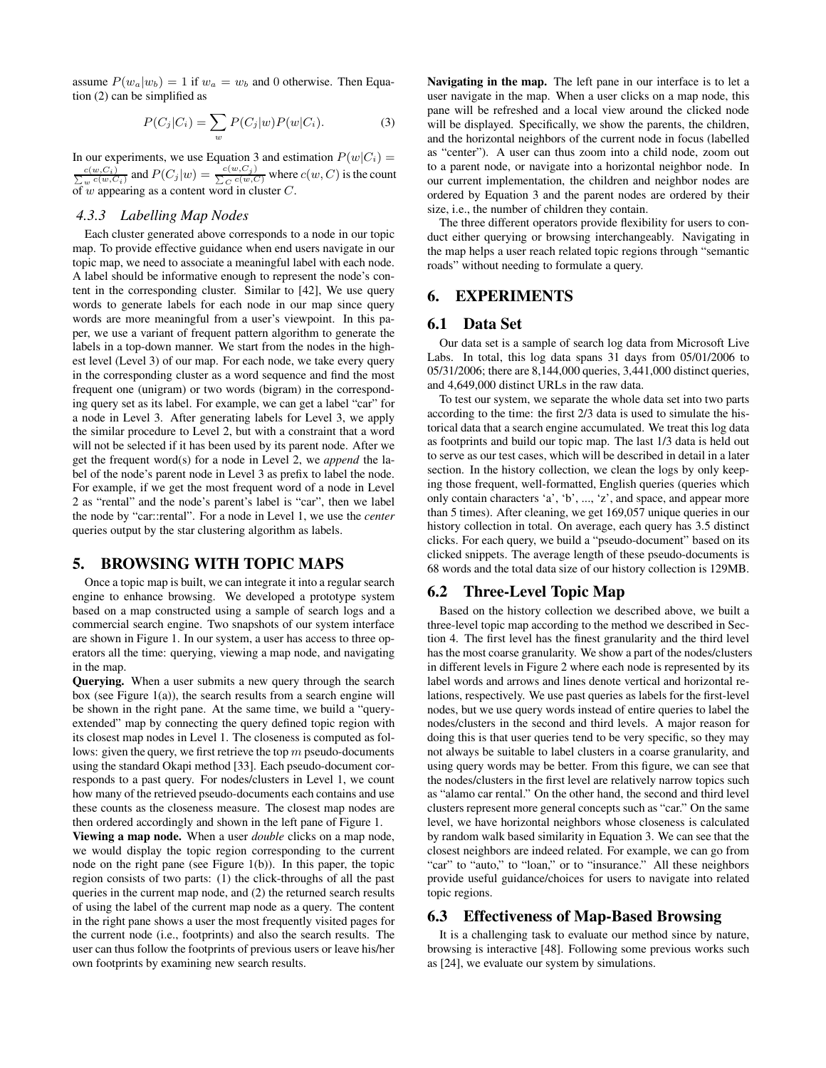assume $P(w_a|w_b) = 1$ if $w_a = w_b$ and 0 otherwise. Then Equation (2) can be simplified as

$$P(C_j|C_i) = \sum_w P(C_j|w)P(w|C_i). \tag{3}$$

In our experiments, we use Equation 3 and estimation $P(w|C_i) = \frac{c(w,C_i)}{\sum_w c(w,C_i)}$ and $P(C_j|w) = \frac{c(w,C_j)}{\sum_C c(w,C)}$ where $c(w, C)$ is the count of $w$ appearing as a content word in cluster $C$.

### 4.3.3 Labelling Map Nodes

Each cluster generated above corresponds to a node in our topic map. To provide effective guidance when end users navigate in our topic map, we need to associate a meaningful label with each node. A label should be informative enough to represent the node's content in the corresponding cluster. Similar to [42], We use query words to generate labels for each node in our map since query words are more meaningful from a user's viewpoint. In this paper, we use a variant of frequent pattern algorithm to generate the labels in a top-down manner. We start from the nodes in the highest level (Level 3) of our map. For each node, we take every query in the corresponding cluster as a word sequence and find the most frequent one (unigram) or two words (bigram) in the corresponding query set as its label. For example, we can get a label "car" for a node in Level 3. After generating labels for Level 3, we apply the similar procedure to Level 2, but with a constraint that a word will not be selected if it has been used by its parent node. After we get the frequent word(s) for a node in Level 2, we *append* the label of the node's parent node in Level 3 as prefix to label the node. For example, if we get the most frequent word of a node in Level 2 as "rental" and the node's parent's label is "car", then we label the node by "car::rental". For a node in Level 1, we use the *center* queries output by the star clustering algorithm as labels.

## 5. BROWSING WITH TOPIC MAPS

Once a topic map is built, we can integrate it into a regular search engine to enhance browsing. We developed a prototype system based on a map constructed using a sample of search logs and a commercial search engine. Two snapshots of our system interface are shown in Figure 1. In our system, a user has access to three operators all the time: querying, viewing a map node, and navigating in the map.

**Querying.** When a user submits a new query through the search box (see Figure 1(a)), the search results from a search engine will be shown in the right pane. At the same time, we build a "query-extended" map by connecting the query defined topic region with its closest map nodes in Level 1. The closeness is computed as follows: given the query, we first retrieve the top $m$ pseudo-documents using the standard Okapi method [33]. Each pseudo-document corresponds to a past query. For nodes/clusters in Level 1, we count how many of the retrieved pseudo-documents each contains and use these counts as the closeness measure. The closest map nodes are then ordered accordingly and shown in the left pane of Figure 1.

**Viewing a map node.** When a user *double* clicks on a map node, we would display the topic region corresponding to the current node on the right pane (see Figure 1(b)). In this paper, the topic region consists of two parts: (1) the click-throughs of all the past queries in the current map node, and (2) the returned search results of using the label of the current map node as a query. The content in the right pane shows a user the most frequently visited pages for the current node (i.e., footprints) and also the search results. The user can thus follow the footprints of previous users or leave his/her own footprints by examining new search results.

**Navigating in the map.** The left pane in our interface is to let a user navigate in the map. When a user clicks on a map node, this pane will be refreshed and a local view around the clicked node will be displayed. Specifically, we show the parents, the children, and the horizontal neighbors of the current node in focus (labelled as "center"). A user can thus zoom into a child node, zoom out to a parent node, or navigate into a horizontal neighbor node. In our current implementation, the children and neighbor nodes are ordered by Equation 3 and the parent nodes are ordered by their size, i.e., the number of children they contain.

The three different operators provide flexibility for users to conduct either querying or browsing interchangeably. Navigating in the map helps a user reach related topic regions through "semantic roads" without needing to formulate a query.

## 6. EXPERIMENTS

## 6.1 Data Set

Our data set is a sample of search log data from Microsoft Live Labs. In total, this log data spans 31 days from 05/01/2006 to 05/31/2006; there are 8,144,000 queries, 3,441,000 distinct queries, and 4,649,000 distinct URLs in the raw data.

To test our system, we separate the whole data set into two parts according to the time: the first 2/3 data is used to simulate the historical data that a search engine accumulated. We treat this log data as footprints and build our topic map. The last 1/3 data is held out to serve as our test cases, which will be described in detail in a later section. In the history collection, we clean the logs by only keeping those frequent, well-formatted, English queries (queries which only contain characters 'a', 'b', ..., 'z', and space, and appear more than 5 times). After cleaning, we get 169,057 unique queries in our history collection in total. On average, each query has 3.5 distinct clicks. For each query, we build a "pseudo-document" based on its clicked snippets. The average length of these pseudo-documents is 68 words and the total data size of our history collection is 129MB.

## 6.2 Three-Level Topic Map

Based on the history collection we described above, we built a three-level topic map according to the method we described in Section 4. The first level has the finest granularity and the third level has the most coarse granularity. We show a part of the nodes/clusters in different levels in Figure 2 where each node is represented by its label words and arrows and lines denote vertical and horizontal relations, respectively. We use past queries as labels for the first-level nodes, but we use query words instead of entire queries to label the nodes/clusters in the second and third levels. A major reason for doing this is that user queries tend to be very specific, so they may not always be suitable to label clusters in a coarse granularity, and using query words may be better. From this figure, we can see that the nodes/clusters in the first level are relatively narrow topics such as "alamo car rental." On the other hand, the second and third level clusters represent more general concepts such as "car." On the same level, we have horizontal neighbors whose closeness is calculated by random walk based similarity in Equation 3. We can see that the closest neighbors are indeed related. For example, we can go from "car" to "auto," to "loan," or to "insurance." All these neighbors provide useful guidance/choices for users to navigate into related topic regions.

## 6.3 Effectiveness of Map-Based Browsing

It is a challenging task to evaluate our method since by nature, browsing is interactive [48]. Following some previous works such as [24], we evaluate our system by simulations.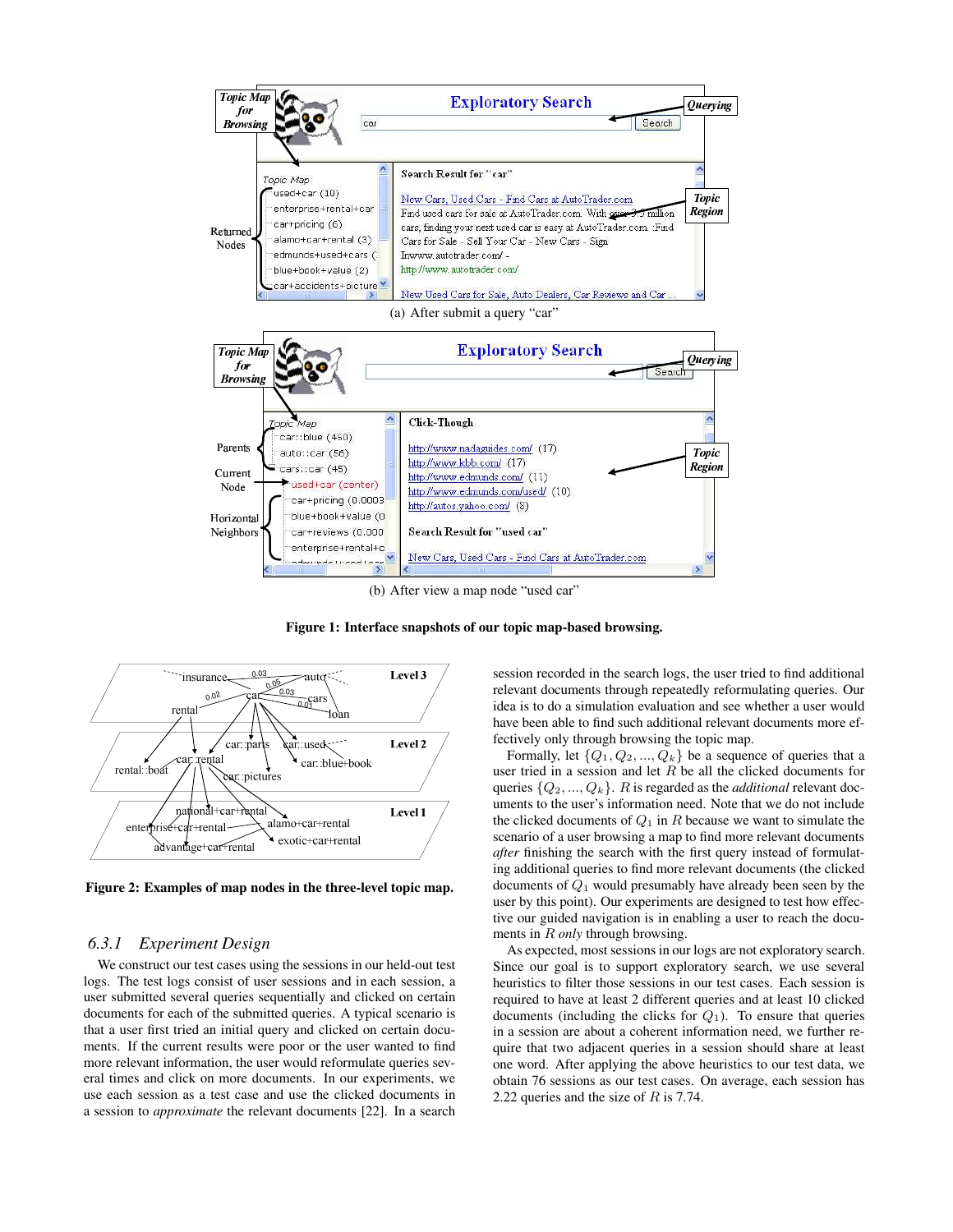(a) After submit a query "car"

(b) After view a map node "used car"

**Figure 1: Interface snapshots of our topic map-based browsing.**

**Figure 2: Examples of map nodes in the three-level topic map.**

### 6.3.1 Experiment Design

We construct our test cases using the sessions in our held-out test logs. The test logs consist of user sessions and in each session, a user submitted several queries sequentially and clicked on certain documents for each of the submitted queries. A typical scenario is that a user first tried an initial query and clicked on certain documents. If the current results were poor or the user wanted to find more relevant information, the user would reformulate queries several times and click on more documents. In our experiments, we use each session as a test case and use the clicked documents in a session to *approximate* the relevant documents [22]. In a search session recorded in the search logs, the user tried to find additional relevant documents through repeatedly reformulating queries. Our idea is to do a simulation evaluation and see whether a user would have been able to find such additional relevant documents more effectively only through browsing the topic map.

Formally, let $\{Q_1, Q_2, ..., Q_k\}$ be a sequence of queries that a user tried in a session and let $R$ be all the clicked documents for queries $\{Q_2, ..., Q_k\}$. $R$ is regarded as the *additional* relevant documents to the user's information need. Note that we do not include the clicked documents of $Q_1$ in $R$ because we want to simulate the scenario of a user browsing a map to find more relevant documents *after* finishing the search with the first query instead of formulating additional queries to find more relevant documents (the clicked documents of $Q_1$ would presumably have already been seen by the user by this point). Our experiments are designed to test how effective our guided navigation is in enabling a user to reach the documents in $R$ *only* through browsing.

As expected, most sessions in our logs are not exploratory search. Since our goal is to support exploratory search, we use several heuristics to filter those sessions in our test cases. Each session is required to have at least 2 different queries and at least 10 clicked documents (including the clicks for $Q_1$). To ensure that queries in a session are about a coherent information need, we further require that two adjacent queries in a session should share at least one word. After applying the above heuristics to our test data, we obtain 76 sessions as our test cases. On average, each session has 2.22 queries and the size of $R$ is 7.74.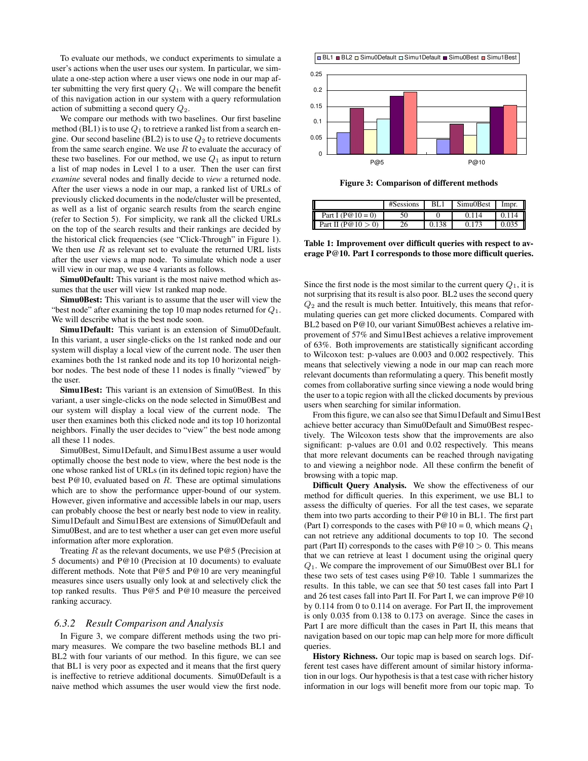To evaluate our methods, we conduct experiments to simulate a user's actions when the user uses our system. In particular, we simulate a one-step action where a user views one node in our map after submitting the very first query $Q_1$. We will compare the benefit of this navigation action in our system with a query reformulation action of submitting a second query $Q_2$.

We compare our methods with two baselines. Our first baseline method (BL1) is to use $Q_1$ to retrieve a ranked list from a search engine. Our second baseline (BL2) is to use $Q_2$ to retrieve documents from the same search engine. We use $R$ to evaluate the accuracy of these two baselines. For our method, we use $Q_1$ as input to return a list of map nodes in Level 1 to a user. Then the user can first *examine* several nodes and finally decide to *view* a returned node. After the user views a node in our map, a ranked list of URLs of previously clicked documents in the node/cluster will be presented, as well as a list of organic search results from the search engine (refer to Section 5). For simplicity, we rank all the clicked URLs on the top of the search results and their rankings are decided by the historical click frequencies (see "Click-Through" in Figure 1). We then use $R$ as relevant set to evaluate the returned URL lists after the user views a map node. To simulate which node a user will view in our map, we use 4 variants as follows.

**Simu0Default:** This variant is the most naive method which assumes that the user will view 1st ranked map node.

**Simu0Best:** This variant is to assume that the user will view the "best node" after examining the top 10 map nodes returned for $Q_1$. We will describe what is the best node soon.

**Simu1Default:** This variant is an extension of Simu0Default. In this variant, a user single-clicks on the 1st ranked node and our system will display a local view of the current node. The user then examines both the 1st ranked node and its top 10 horizontal neighbor nodes. The best node of these 11 nodes is finally "viewed" by the user.

**Simu1Best:** This variant is an extension of Simu0Best. In this variant, a user single-clicks on the node selected in Simu0Best and our system will display a local view of the current node. The user then examines both this clicked node and its top 10 horizontal neighbors. Finally the user decides to "view" the best node among all these 11 nodes.

Simu0Best, Simu1Default, and Simu1Best assume a user would optimally choose the best node to view, where the best node is the one whose ranked list of URLs (in its defined topic region) have the best P@10, evaluated based on $R$. These are optimal simulations which are to show the performance upper-bound of our system. However, given informative and accessible labels in our map, users can probably choose the best or nearly best node to view in reality. Simu1Default and Simu1Best are extensions of Simu0Default and Simu0Best, and are to test whether a user can get even more useful information after more exploration.

Treating $R$ as the relevant documents, we use P@5 (Precision at 5 documents) and P@10 (Precision at 10 documents) to evaluate different methods. Note that P@5 and P@10 are very meaningful measures since users usually only look at and selectively click the top ranked results. Thus P@5 and P@10 measure the perceived ranking accuracy.

### 6.3.2 Result Comparison and Analysis

In Figure 3, we compare different methods using the two primary measures. We compare the two baseline methods BL1 and BL2 with four variants of our method. In this figure, we can see that BL1 is very poor as expected and it means that the first query is ineffective to retrieve additional documents. Simu0Default is a naive method which assumes the user would view the first node.

**Figure 3: Comparison of different methods**

| | #Sessions | BL1 | Simu0Best | Impr. |
|---|---|---|---|---|
| Part I (P@10 = 0) | 50 | 0 | 0.114 | 0.114 |
| Part II (P@10 > 0) | 26 | 0.138 | 0.173 | 0.035 |

**Table 1: Improvement over difficult queries with respect to average P@10. Part I corresponds to those more difficult queries.**

Since the first node is the most similar to the current query $Q_1$, it is not surprising that its result is also poor. BL2 uses the second query $Q_2$ and the result is much better. Intuitively, this means that reformulating queries can get more clicked documents. Compared with BL2 based on P@10, our variant Simu0Best achieves a relative improvement of 57% and Simu1Best achieves a relative improvement of 63%. Both improvements are statistically significant according to Wilcoxon test: p-values are 0.003 and 0.002 respectively. This means that selectively viewing a node in our map can reach more relevant documents than reformulating a query. This benefit mostly comes from collaborative surfing since viewing a node would bring the user to a topic region with all the clicked documents by previous users when searching for similar information.

From this figure, we can also see that Simu1Default and Simu1Best achieve better accuracy than Simu0Default and Simu0Best respectively. The Wilcoxon tests show that the improvements are also significant: p-values are 0.01 and 0.02 respectively. This means that more relevant documents can be reached through navigating to and viewing a neighbor node. All these confirm the benefit of browsing with a topic map.

**Difficult Query Analysis.** We show the effectiveness of our method for difficult queries. In this experiment, we use BL1 to assess the difficulty of queries. For all the test cases, we separate them into two parts according to their P@10 in BL1. The first part (Part I) corresponds to the cases with P@10 = 0, which means $Q_1$ can not retrieve any additional documents to top 10. The second part (Part II) corresponds to the cases with P@10 > 0. This means that we can retrieve at least 1 document using the original query $Q_1$. We compare the improvement of our Simu0Best over BL1 for these two sets of test cases using P@10. Table 1 summarizes the results. In this table, we can see that 50 test cases fall into Part I and 26 test cases fall into Part II. For Part I, we can improve P@10 by 0.114 from 0 to 0.114 on average. For Part II, the improvement is only 0.035 from 0.138 to 0.173 on average. Since the cases in Part I are more difficult than the cases in Part II, this means that navigation based on our topic map can help more for more difficult queries.

**History Richness.** Our topic map is based on search logs. Different test cases have different amount of similar history information in our logs. Our hypothesis is that a test case with richer history information in our logs will benefit more from our topic map. To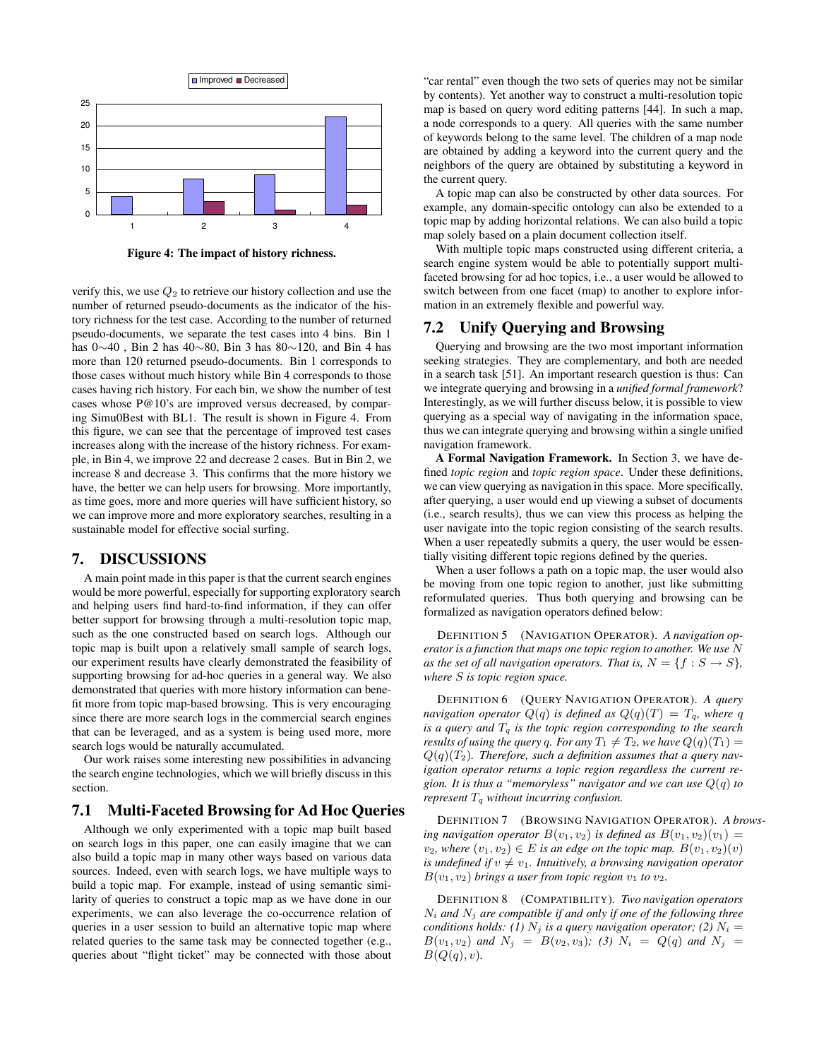Figure 4: The impact of history richness.

verify this, we use $Q_2$ to retrieve our history collection and use the number of returned pseudo-documents as the indicator of the history richness for the test case. According to the number of returned pseudo-documents, we separate the test cases into 4 bins. Bin 1 has 0∼40 , Bin 2 has 40∼80, Bin 3 has 80∼120, and Bin 4 has more than 120 returned pseudo-documents. Bin 1 corresponds to those cases without much history while Bin 4 corresponds to those cases having rich history. For each bin, we show the number of test cases whose P@10's are improved versus decreased, by comparing Simu0Best with BL1. The result is shown in Figure 4. From this figure, we can see that the percentage of improved test cases increases along with the increase of the history richness. For example, in Bin 4, we improve 22 and decrease 2 cases. But in Bin 2, we increase 8 and decrease 3. This confirms that the more history we have, the better we can help users for browsing. More importantly, as time goes, more and more queries will have sufficient history, so we can improve more and more exploratory searches, resulting in a sustainable model for effective social surfing.

## 7. DISCUSSIONS

A main point made in this paper is that the current search engines would be more powerful, especially for supporting exploratory search and helping users find hard-to-find information, if they can offer better support for browsing through a multi-resolution topic map, such as the one constructed based on search logs. Although our topic map is built upon a relatively small sample of search logs, our experiment results have clearly demonstrated the feasibility of supporting browsing for ad-hoc queries in a general way. We also demonstrated that queries with more history information can benefit more from topic map-based browsing. This is very encouraging since there are more search logs in the commercial search engines that can be leveraged, and as a system is being used more, more search logs would be naturally accumulated.

Our work raises some interesting new possibilities in advancing the search engine technologies, which we will briefly discuss in this section.

### 7.1 Multi-Faceted Browsing for Ad Hoc Queries

Although we only experimented with a topic map built based on search logs in this paper, one can easily imagine that we can also build a topic map in many other ways based on various data sources. Indeed, even with search logs, we have multiple ways to build a topic map. For example, instead of using semantic similarity of queries to construct a topic map as we have done in our experiments, we can also leverage the co-occurrence relation of queries in a user session to build an alternative topic map where related queries to the same task may be connected together (e.g., queries about "flight ticket" may be connected with those about "car rental" even though the two sets of queries may not be similar by contents). Yet another way to construct a multi-resolution topic map is based on query word editing patterns [44]. In such a map, a node corresponds to a query. All queries with the same number of keywords belong to the same level. The children of a map node are obtained by adding a keyword into the current query and the neighbors of the query are obtained by substituting a keyword in the current query.

A topic map can also be constructed by other data sources. For example, any domain-specific ontology can also be extended to a topic map by adding horizontal relations. We can also build a topic map solely based on a plain document collection itself.

With multiple topic maps constructed using different criteria, a search engine system would be able to potentially support multi-faceted browsing for ad hoc topics, i.e., a user would be allowed to switch between from one facet (map) to another to explore information in an extremely flexible and powerful way.

### 7.2 Unify Querying and Browsing

Querying and browsing are the two most important information seeking strategies. They are complementary, and both are needed in a search task [51]. An important research question is thus: Can we integrate querying and browsing in a *unified formal framework*? Interestingly, as we will further discuss below, it is possible to view querying as a special way of navigating in the information space, thus we can integrate querying and browsing within a single unified navigation framework.

**A Formal Navigation Framework.** In Section 3, we have defined *topic region* and *topic region space*. Under these definitions, we can view querying as navigation in this space. More specifically, after querying, a user would end up viewing a subset of documents (i.e., search results), thus we can view this process as helping the user navigate into the topic region consisting of the search results. When a user repeatedly submits a query, the user would be essentially visiting different topic regions defined by the queries.

When a user follows a path on a topic map, the user would also be moving from one topic region to another, just like submitting reformulated queries. Thus both querying and browsing can be formalized as navigation operators defined below:

DEFINITION 5 (NAVIGATION OPERATOR). *A navigation operator is a function that maps one topic region to another. We use $N$ as the set of all navigation operators. That is, $N = \{f : S \rightarrow S\}$, where $S$ is topic region space.*

DEFINITION 6 (QUERY NAVIGATION OPERATOR). *A query navigation operator $Q(q)$ is defined as $Q(q)(T) = T_q$, where $q$ is a query and $T_q$ is the topic region corresponding to the search results of using the query $q$. For any $T_1 \neq T_2$, we have $Q(q)(T_1) = Q(q)(T_2)$. Therefore, such a definition assumes that a query navigation operator returns a topic region regardless the current region. It is thus a "memoryless" navigator and we can use $Q(q)$ to represent $T_q$ without incurring confusion.*

DEFINITION 7 (BROWSING NAVIGATION OPERATOR). *A browsing navigation operator $B(v_1, v_2)$ is defined as $B(v_1, v_2)(v_1) = v_2$, where $(v_1, v_2) \in E$ is an edge on the topic map. $B(v_1, v_2)(v)$ is undefined if $v \neq v_1$. Intuitively, a browsing navigation operator $B(v_1, v_2)$ brings a user from topic region $v_1$ to $v_2$.*

DEFINITION 8 (COMPATIBILITY). *Two navigation operators $N_i$ and $N_j$ are compatible if and only if one of the following three conditions holds: (1) $N_j$ is a query navigation operator; (2) $N_i = B(v_1, v_2)$ and $N_j = B(v_2, v_3)$; (3) $N_i = Q(q)$ and $N_j = B(Q(q), v)$.*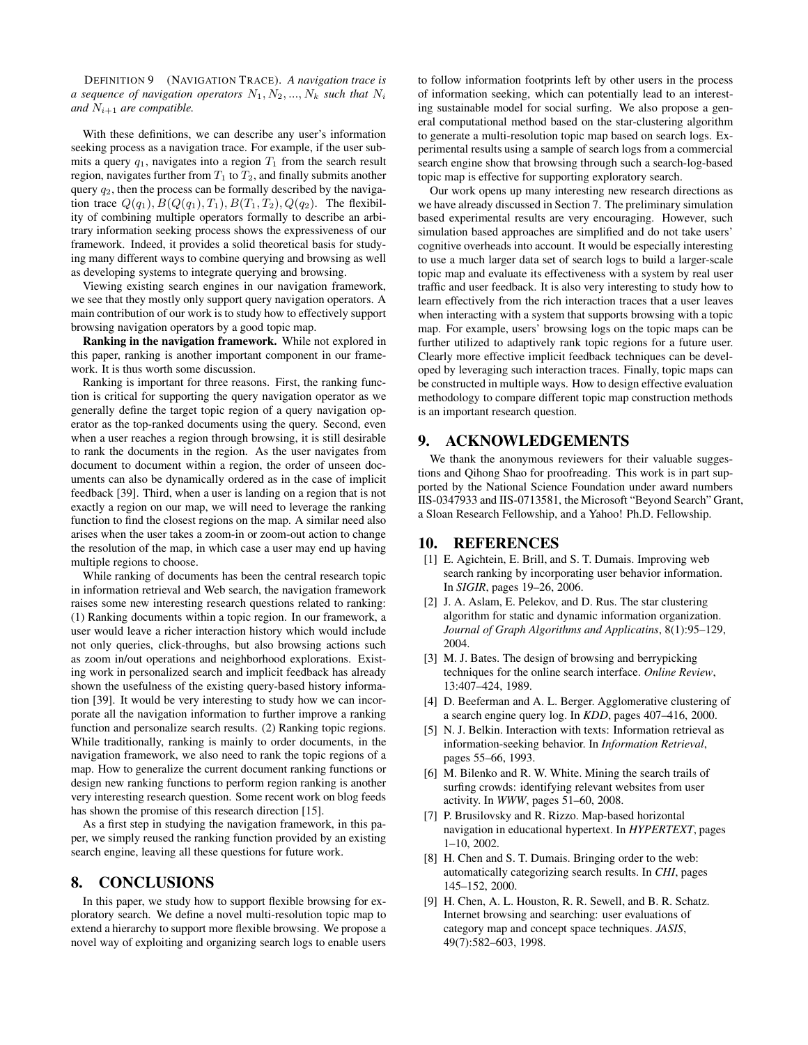DEFINITION 9 (NAVIGATION TRACE). *A navigation trace is a sequence of navigation operators $N_1, N_2, ..., N_k$ such that $N_i$ and $N_{i+1}$ are compatible.*

With these definitions, we can describe any user's information seeking process as a navigation trace. For example, if the user submits a query $q_1$, navigates into a region $T_1$ from the search result region, navigates further from $T_1$ to $T_2$, and finally submits another query $q_2$, then the process can be formally described by the navigation trace $Q(q_1), B(Q(q_1), T_1), B(T_1, T_2), Q(q_2)$. The flexibility of combining multiple operators formally to describe an arbitrary information seeking process shows the expressiveness of our framework. Indeed, it provides a solid theoretical basis for studying many different ways to combine querying and browsing as well as developing systems to integrate querying and browsing.

Viewing existing search engines in our navigation framework, we see that they mostly only support query navigation operators. A main contribution of our work is to study how to effectively support browsing navigation operators by a good topic map.

**Ranking in the navigation framework.** While not explored in this paper, ranking is another important component in our framework. It is thus worth some discussion.

Ranking is important for three reasons. First, the ranking function is critical for supporting the query navigation operator as we generally define the target topic region of a query navigation operator as the top-ranked documents using the query. Second, even when a user reaches a region through browsing, it is still desirable to rank the documents in the region. As the user navigates from document to document within a region, the order of unseen documents can also be dynamically ordered as in the case of implicit feedback [39]. Third, when a user is landing on a region that is not exactly a region on our map, we will need to leverage the ranking function to find the closest regions on the map. A similar need also arises when the user takes a zoom-in or zoom-out action to change the resolution of the map, in which case a user may end up having multiple regions to choose.

While ranking of documents has been the central research topic in information retrieval and Web search, the navigation framework raises some new interesting research questions related to ranking: (1) Ranking documents within a topic region. In our framework, a user would leave a richer interaction history which would include not only queries, click-throughs, but also browsing actions such as zoom in/out operations and neighborhood explorations. Existing work in personalized search and implicit feedback has already shown the usefulness of the existing query-based history information [39]. It would be very interesting to study how we can incorporate all the navigation information to further improve a ranking function and personalize search results. (2) Ranking topic regions. While traditionally, ranking is mainly to order documents, in the navigation framework, we also need to rank the topic regions of a map. How to generalize the current document ranking functions or design new ranking functions to perform region ranking is another very interesting research question. Some recent work on blog feeds has shown the promise of this research direction [15].

As a first step in studying the navigation framework, in this paper, we simply reused the ranking function provided by an existing search engine, leaving all these questions for future work.

## 8. CONCLUSIONS

In this paper, we study how to support flexible browsing for exploratory search. We define a novel multi-resolution topic map to extend a hierarchy to support more flexible browsing. We propose a novel way of exploiting and organizing search logs to enable users to follow information footprints left by other users in the process of information seeking, which can potentially lead to an interesting sustainable model for social surfing. We also propose a general computational method based on the star-clustering algorithm to generate a multi-resolution topic map based on search logs. Experimental results using a sample of search logs from a commercial search engine show that browsing through such a search-log-based topic map is effective for supporting exploratory search.

Our work opens up many interesting new research directions as we have already discussed in Section 7. The preliminary simulation based experimental results are very encouraging. However, such simulation based approaches are simplified and do not take users' cognitive overheads into account. It would be especially interesting to use a much larger data set of search logs to build a larger-scale topic map and evaluate its effectiveness with a system by real user traffic and user feedback. It is also very interesting to study how to learn effectively from the rich interaction traces that a user leaves when interacting with a system that supports browsing with a topic map. For example, users' browsing logs on the topic maps can be further utilized to adaptively rank topic regions for a future user. Clearly more effective implicit feedback techniques can be developed by leveraging such interaction traces. Finally, topic maps can be constructed in multiple ways. How to design effective evaluation methodology to compare different topic map construction methods is an important research question.

## 9. ACKNOWLEDGEMENTS

We thank the anonymous reviewers for their valuable suggestions and Qihong Shao for proofreading. This work is in part supported by the National Science Foundation under award numbers IIS-0347933 and IIS-0713581, the Microsoft "Beyond Search" Grant, a Sloan Research Fellowship, and a Yahoo! Ph.D. Fellowship.

## 10. REFERENCES

[1] E. Agichtein, E. Brill, and S. T. Dumais. Improving web search ranking by incorporating user behavior information. In *SIGIR*, pages 19–26, 2006.

[2] J. A. Aslam, E. Pelekov, and D. Rus. The star clustering algorithm for static and dynamic information organization. *Journal of Graph Algorithms and Applicatins*, 8(1):95–129, 2004.

[3] M. J. Bates. The design of browsing and berrypicking techniques for the online search interface. *Online Review*, 13:407–424, 1989.

[4] D. Beeferman and A. L. Berger. Agglomerative clustering of a search engine query log. In *KDD*, pages 407–416, 2000.

[5] N. J. Belkin. Interaction with texts: Information retrieval as information-seeking behavior. In *Information Retrieval*, pages 55–66, 1993.

[6] M. Bilenko and R. W. White. Mining the search trails of surfing crowds: identifying relevant websites from user activity. In *WWW*, pages 51–60, 2008.

[7] P. Brusilovsky and R. Rizzo. Map-based horizontal navigation in educational hypertext. In *HYPERTEXT*, pages 1–10, 2002.

[8] H. Chen and S. T. Dumais. Bringing order to the web: automatically categorizing search results. In *CHI*, pages 145–152, 2000.

[9] H. Chen, A. L. Houston, R. R. Sewell, and B. R. Schatz. Internet browsing and searching: user evaluations of category map and concept space techniques. *JASIS*, 49(7):582–603, 1998.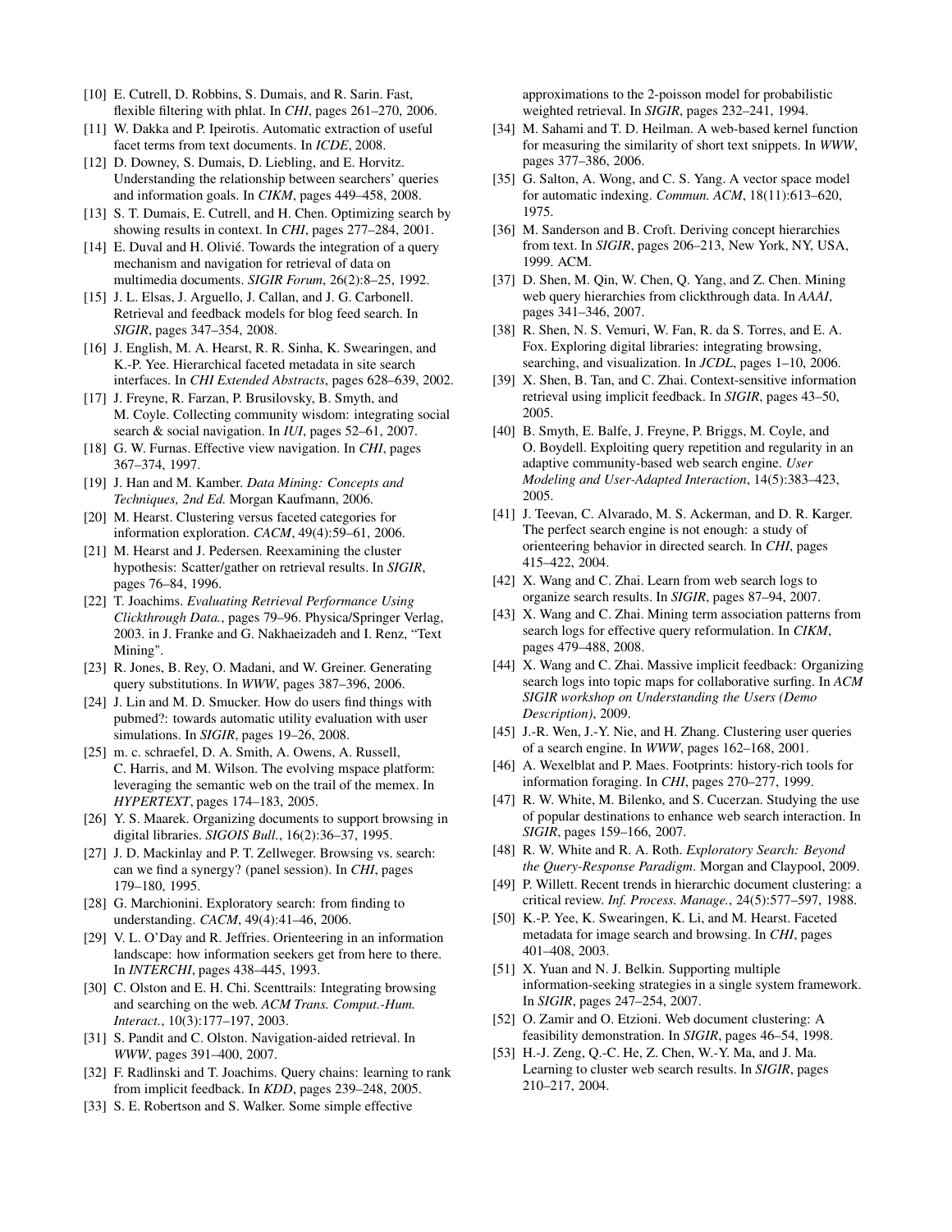[10] E. Cutrell, D. Robbins, S. Dumais, and R. Sarin. Fast, flexible filtering with phlat. In *CHI*, pages 261–270, 2006.

[11] W. Dakka and P. Ipeirotis. Automatic extraction of useful facet terms from text documents. In *ICDE*, 2008.

[12] D. Downey, S. Dumais, D. Liebling, and E. Horvitz. Understanding the relationship between searchers' queries and information goals. In *CIKM*, pages 449–458, 2008.

[13] S. T. Dumais, E. Cutrell, and H. Chen. Optimizing search by showing results in context. In *CHI*, pages 277–284, 2001.

[14] E. Duval and H. Olivié. Towards the integration of a query mechanism and navigation for retrieval of data on multimedia documents. *SIGIR Forum*, 26(2):8–25, 1992.

[15] J. L. Elsas, J. Arguello, J. Callan, and J. G. Carbonell. Retrieval and feedback models for blog feed search. In *SIGIR*, pages 347–354, 2008.

[16] J. English, M. A. Hearst, R. R. Sinha, K. Swearingen, and K.-P. Yee. Hierarchical faceted metadata in site search interfaces. In *CHI Extended Abstracts*, pages 628–639, 2002.

[17] J. Freyne, R. Farzan, P. Brusilovsky, B. Smyth, and M. Coyle. Collecting community wisdom: integrating social search & social navigation. In *IUI*, pages 52–61, 2007.

[18] G. W. Furnas. Effective view navigation. In *CHI*, pages 367–374, 1997.

[19] J. Han and M. Kamber. *Data Mining: Concepts and Techniques, 2nd Ed.* Morgan Kaufmann, 2006.

[20] M. Hearst. Clustering versus faceted categories for information exploration. *CACM*, 49(4):59–61, 2006.

[21] M. Hearst and J. Pedersen. Reexamining the cluster hypothesis: Scatter/gather on retrieval results. In *SIGIR*, pages 76–84, 1996.

[22] T. Joachims. *Evaluating Retrieval Performance Using Clickthrough Data.*, pages 79–96. Physica/Springer Verlag, 2003. in J. Franke and G. Nakhaeizadeh and I. Renz, "Text Mining".

[23] R. Jones, B. Rey, O. Madani, and W. Greiner. Generating query substitutions. In *WWW*, pages 387–396, 2006.

[24] J. Lin and M. D. Smucker. How do users find things with pubmed?: towards automatic utility evaluation with user simulations. In *SIGIR*, pages 19–26, 2008.

[25] m. c. schraefel, D. A. Smith, A. Owens, A. Russell, C. Harris, and M. Wilson. The evolving mspace platform: leveraging the semantic web on the trail of the memex. In *HYPERTEXT*, pages 174–183, 2005.

[26] Y. S. Maarek. Organizing documents to support browsing in digital libraries. *SIGOIS Bull.*, 16(2):36–37, 1995.

[27] J. D. Mackinlay and P. T. Zellweger. Browsing vs. search: can we find a synergy? (panel session). In *CHI*, pages 179–180, 1995.

[28] G. Marchionini. Exploratory search: from finding to understanding. *CACM*, 49(4):41–46, 2006.

[29] V. L. O'Day and R. Jeffries. Orienteering in an information landscape: how information seekers get from here to there. In *INTERCHI*, pages 438–445, 1993.

[30] C. Olston and E. H. Chi. Scenttrails: Integrating browsing and searching on the web. *ACM Trans. Comput.-Hum. Interact.*, 10(3):177–197, 2003.

[31] S. Pandit and C. Olston. Navigation-aided retrieval. In *WWW*, pages 391–400, 2007.

[32] F. Radlinski and T. Joachims. Query chains: learning to rank from implicit feedback. In *KDD*, pages 239–248, 2005.

[33] S. E. Robertson and S. Walker. Some simple effective approximations to the 2-poisson model for probabilistic weighted retrieval. In *SIGIR*, pages 232–241, 1994.

[34] M. Sahami and T. D. Heilman. A web-based kernel function for measuring the similarity of short text snippets. In *WWW*, pages 377–386, 2006.

[35] G. Salton, A. Wong, and C. S. Yang. A vector space model for automatic indexing. *Commun. ACM*, 18(11):613–620, 1975.

[36] M. Sanderson and B. Croft. Deriving concept hierarchies from text. In *SIGIR*, pages 206–213, New York, NY, USA, 1999. ACM.

[37] D. Shen, M. Qin, W. Chen, Q. Yang, and Z. Chen. Mining web query hierarchies from clickthrough data. In *AAAI*, pages 341–346, 2007.

[38] R. Shen, N. S. Vemuri, W. Fan, R. da S. Torres, and E. A. Fox. Exploring digital libraries: integrating browsing, searching, and visualization. In *JCDL*, pages 1–10, 2006.

[39] X. Shen, B. Tan, and C. Zhai. Context-sensitive information retrieval using implicit feedback. In *SIGIR*, pages 43–50, 2005.

[40] B. Smyth, E. Balfe, J. Freyne, P. Briggs, M. Coyle, and O. Boydell. Exploiting query repetition and regularity in an adaptive community-based web search engine. *User Modeling and User-Adapted Interaction*, 14(5):383–423, 2005.

[41] J. Teevan, C. Alvarado, M. S. Ackerman, and D. R. Karger. The perfect search engine is not enough: a study of orienteering behavior in directed search. In *CHI*, pages 415–422, 2004.

[42] X. Wang and C. Zhai. Learn from web search logs to organize search results. In *SIGIR*, pages 87–94, 2007.

[43] X. Wang and C. Zhai. Mining term association patterns from search logs for effective query reformulation. In *CIKM*, pages 479–488, 2008.

[44] X. Wang and C. Zhai. Massive implicit feedback: Organizing search logs into topic maps for collaborative surfing. In *ACM SIGIR workshop on Understanding the Users (Demo Description)*, 2009.

[45] J.-R. Wen, J.-Y. Nie, and H. Zhang. Clustering user queries of a search engine. In *WWW*, pages 162–168, 2001.

[46] A. Wexelblat and P. Maes. Footprints: history-rich tools for information foraging. In *CHI*, pages 270–277, 1999.

[47] R. W. White, M. Bilenko, and S. Cucerzan. Studying the use of popular destinations to enhance web search interaction. In *SIGIR*, pages 159–166, 2007.

[48] R. W. White and R. A. Roth. *Exploratory Search: Beyond the Query-Response Paradigm*. Morgan and Claypool, 2009.

[49] P. Willett. Recent trends in hierarchic document clustering: a critical review. *Inf. Process. Manage.*, 24(5):577–597, 1988.

[50] K.-P. Yee, K. Swearingen, K. Li, and M. Hearst. Faceted metadata for image search and browsing. In *CHI*, pages 401–408, 2003.

[51] X. Yuan and N. J. Belkin. Supporting multiple information-seeking strategies in a single system framework. In *SIGIR*, pages 247–254, 2007.

[52] O. Zamir and O. Etzioni. Web document clustering: A feasibility demonstration. In *SIGIR*, pages 46–54, 1998.

[53] H.-J. Zeng, Q.-C. He, Z. Chen, W.-Y. Ma, and J. Ma. Learning to cluster web search results. In *SIGIR*, pages 210–217, 2004.